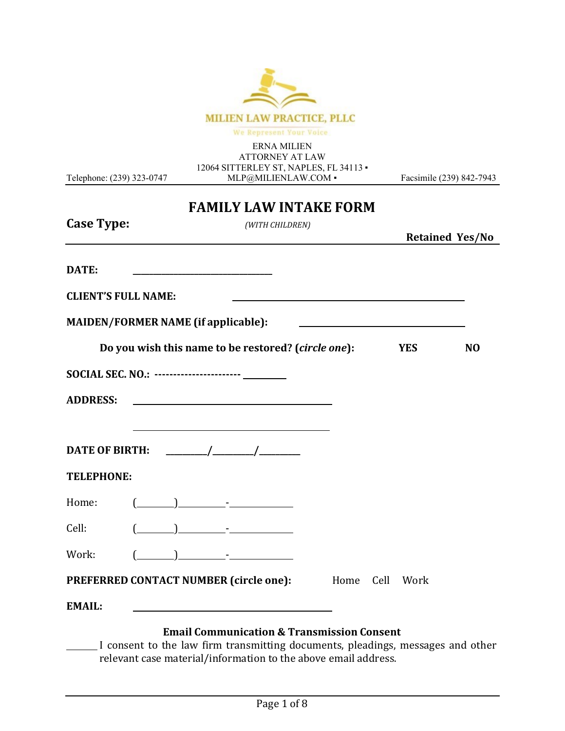MILIEN LAW PRACTICE, PLLC

We Represent Your Voice

ERNA MILIEN
ATTORNEY AT LAW
12064 SITTERLEY ST, NAPLES, FL 34113 ▪
MLP@MILIENLAW.COM ▪

Telephone: (239) 323-0747 Facsimile (239) 842-7943

# FAMILY LAW INTAKE FORM

**Case Type:** *(WITH CHILDREN)* **Retained Yes/No**

**DATE:** ______________________________

**CLIENT'S FULL NAME:** __________________________________________________

**MAIDEN/FORMER NAME (if applicable):** ____________________________________

**Do you wish this name to be restored? (*circle one*):** **YES** **NO**

**SOCIAL SEC. NO.: ----------------------** _________

**ADDRESS:** ____________________________________________

____________________________________________

**DATE OF BIRTH:** _________/_________/_________

**TELEPHONE:**

Home: (_______)_________-_____________

Cell: (_______)_________-_____________

Work: (_______)_________-_____________

**PREFERRED CONTACT NUMBER (circle one):** Home Cell Work

**EMAIL:** ____________________________________________

**Email Communication & Transmission Consent**

______ I consent to the law firm transmitting documents, pleadings, messages and other relevant case material/information to the above email address.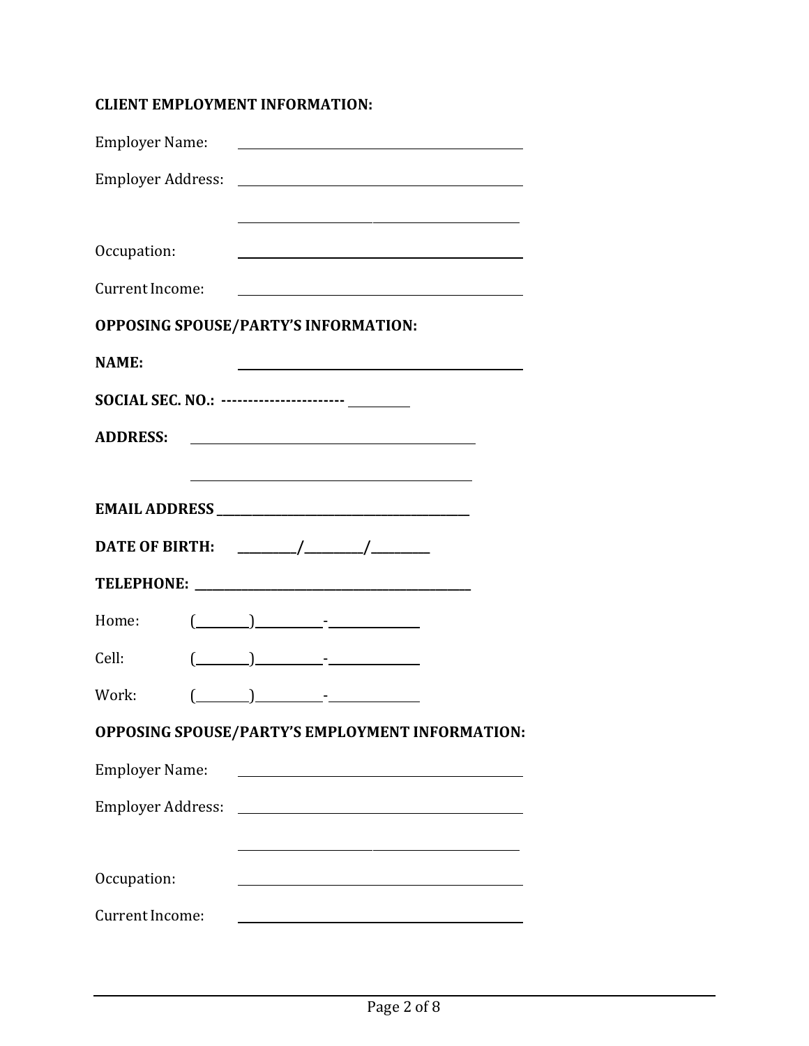**CLIENT EMPLOYMENT INFORMATION:**

Employer Name: ______________________________

Employer Address: ______________________________

______________________________

Occupation: ______________________________

Current Income: ______________________________

**OPPOSING SPOUSE/PARTY'S INFORMATION:**

**NAME:** ______________________________

**SOCIAL SEC. NO.: ----------------------- __________**

**ADDRESS:** ______________________________

______________________________

**EMAIL ADDRESS ______________________________**

**DATE OF BIRTH: _________/_________/_________**

**TELEPHONE: ______________________________**

Home: (________)__________-______________

Cell: (________)__________-______________

Work: (________)__________-______________

**OPPOSING SPOUSE/PARTY'S EMPLOYMENT INFORMATION:**

Employer Name: ______________________________

Employer Address: ______________________________

______________________________

Occupation: ______________________________

Current Income: ______________________________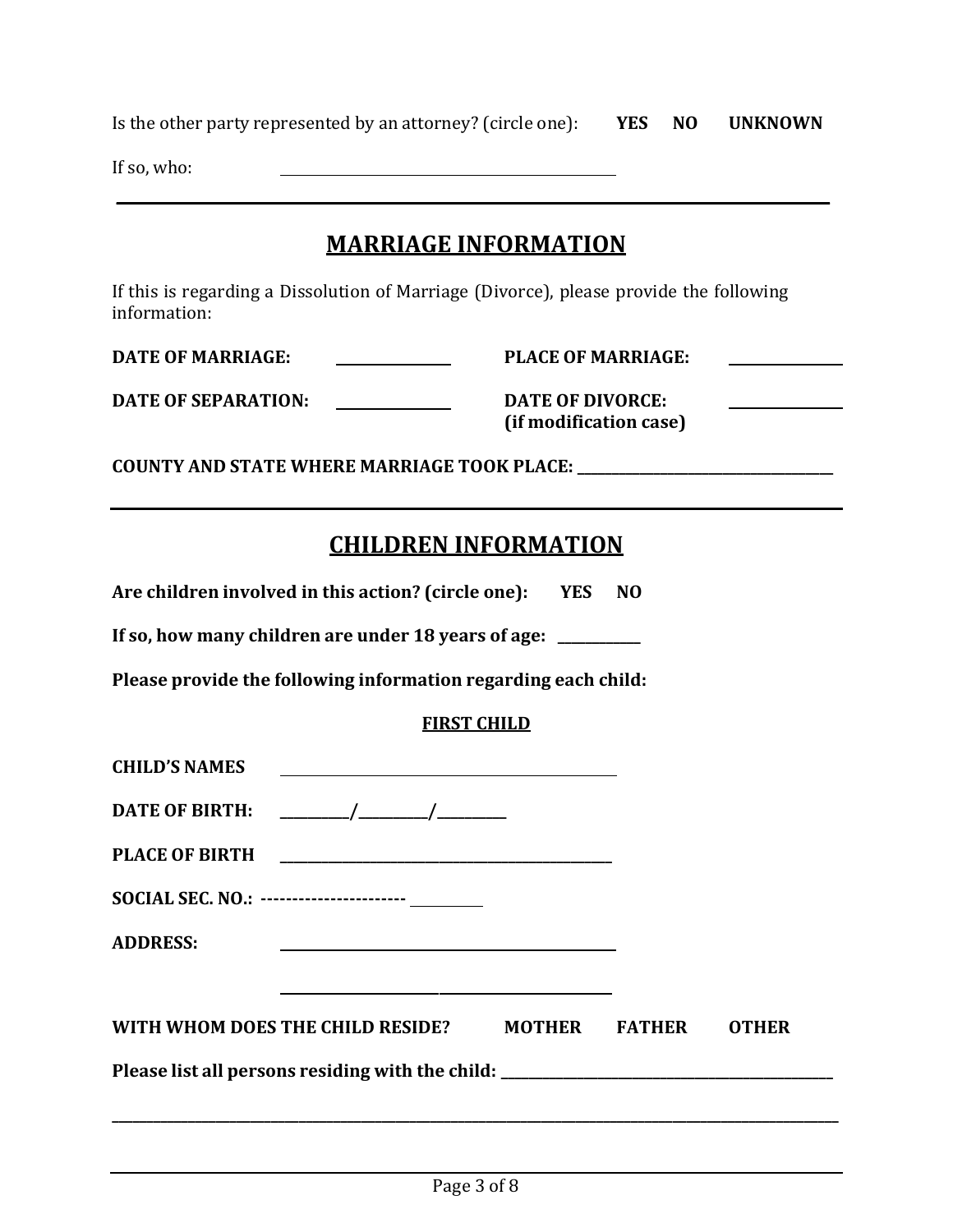Is the other party represented by an attorney? (circle one): **YES NO UNKNOWN**

If so, who: ______________________________

---

## MARRIAGE INFORMATION

If this is regarding a Dissolution of Marriage (Divorce), please provide the following information:

**DATE OF MARRIAGE:** ______________ **PLACE OF MARRIAGE:** ______________

**DATE OF SEPARATION:** ______________ **DATE OF DIVORCE: (if modification case)** ______________

**COUNTY AND STATE WHERE MARRIAGE TOOK PLACE:** ______________________________

---

## CHILDREN INFORMATION

**Are children involved in this action? (circle one): YES NO**

**If so, how many children are under 18 years of age:** __________

**Please provide the following information regarding each child:**

**FIRST CHILD**

**CHILD'S NAMES** ______________________________

**DATE OF BIRTH:** ________/________/________

**PLACE OF BIRTH** ______________________________

**SOCIAL SEC. NO.: ----------------------** __________

**ADDRESS:** ______________________________

______________________________

**WITH WHOM DOES THE CHILD RESIDE? MOTHER FATHER OTHER**

**Please list all persons residing with the child:** ______________________________

________________________________________________________________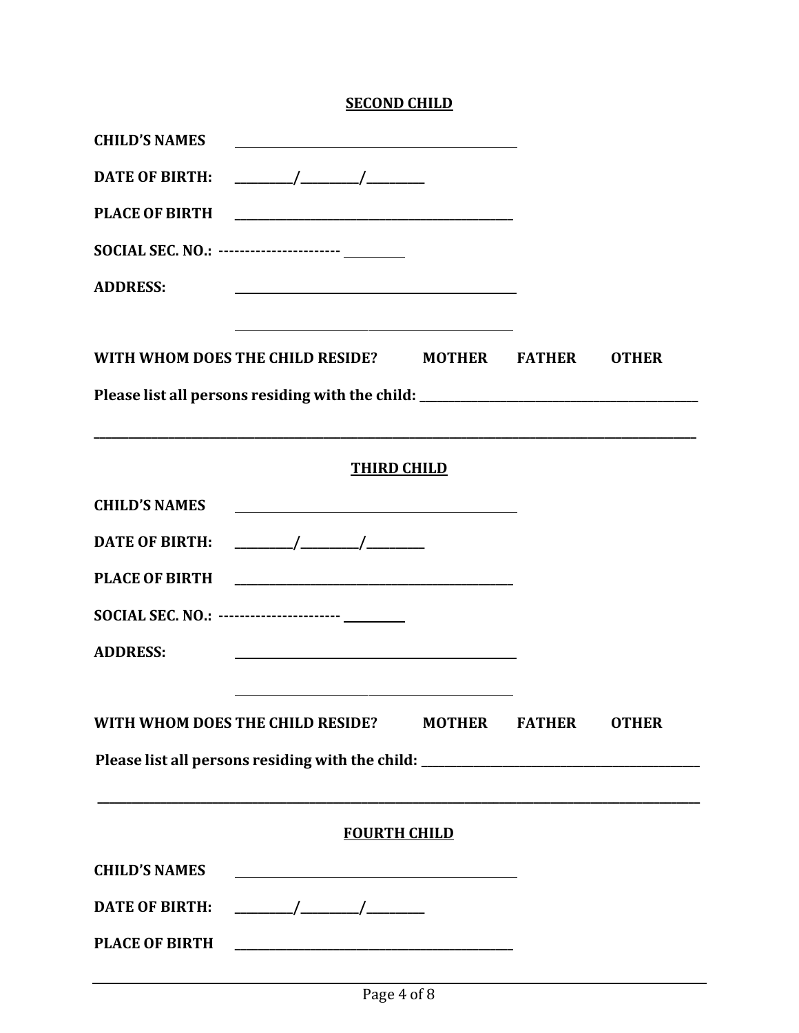**SECOND CHILD**

**CHILD'S NAMES** ______________________________________________

**DATE OF BIRTH:** _________/_________/_________

**PLACE OF BIRTH** ______________________________________________

**SOCIAL SEC. NO.: ----------------------** __________

**ADDRESS:** ______________________________________________

______________________________________________

**WITH WHOM DOES THE CHILD RESIDE? MOTHER FATHER OTHER**

**Please list all persons residing with the child:** ______________________________________________

________________________________________________________________________________________________

**THIRD CHILD**

**CHILD'S NAMES** ______________________________________________

**DATE OF BIRTH:** _________/_________/_________

**PLACE OF BIRTH** ______________________________________________

**SOCIAL SEC. NO.: ----------------------** __________

**ADDRESS:** ______________________________________________

______________________________________________

**WITH WHOM DOES THE CHILD RESIDE? MOTHER FATHER OTHER**

**Please list all persons residing with the child:** ______________________________________________

________________________________________________________________________________________________

**FOURTH CHILD**

**CHILD'S NAMES** ______________________________________________

**DATE OF BIRTH:** _________/_________/_________

**PLACE OF BIRTH** ______________________________________________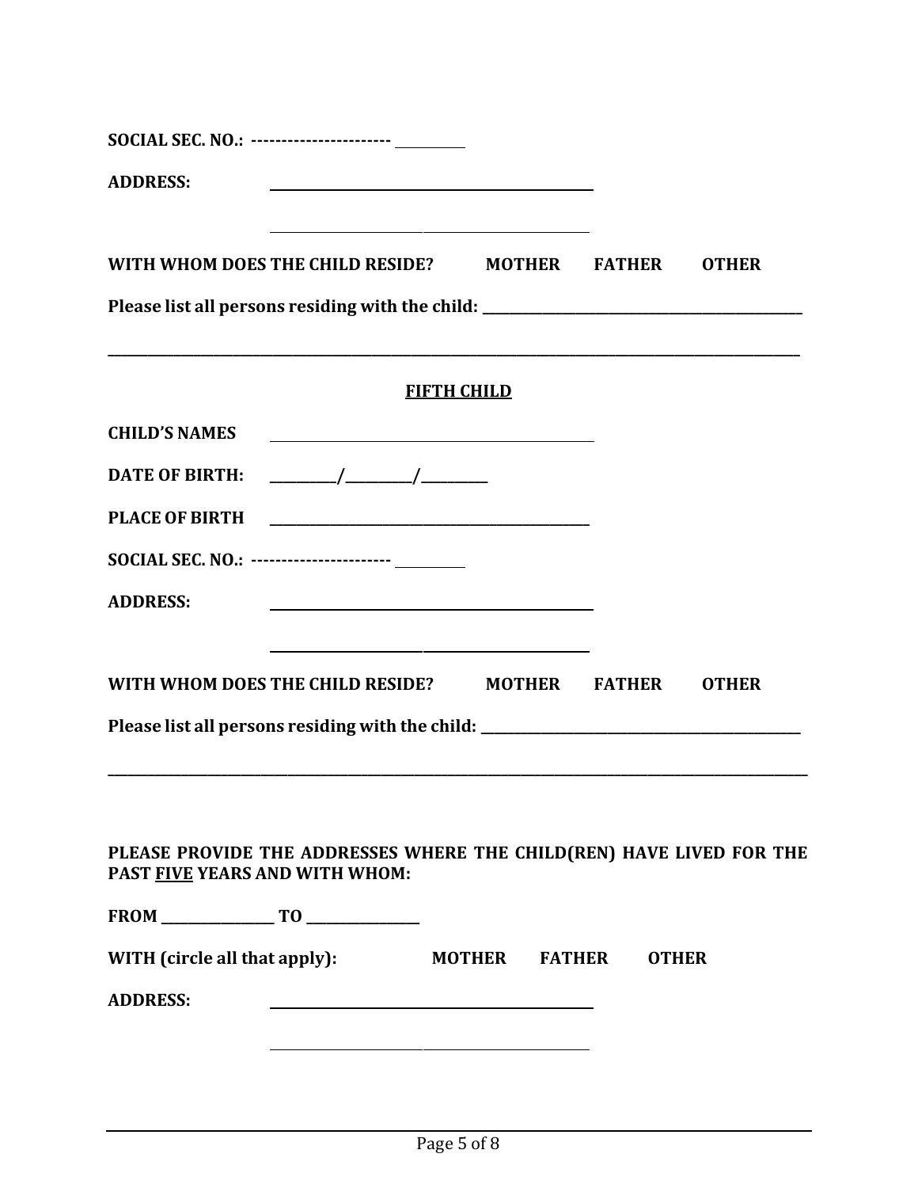**SOCIAL SEC. NO.:** ----------------------- __________

**ADDRESS:** ______________________________________________

______________________________________________

**WITH WHOM DOES THE CHILD RESIDE?** **MOTHER** **FATHER** **OTHER**

**Please list all persons residing with the child:** ______________________________________________

______________________________________________________________________________________________

## FIFTH CHILD

**CHILD'S NAMES** ______________________________________________

**DATE OF BIRTH:** _________/_________/_________

**PLACE OF BIRTH** ______________________________________________

**SOCIAL SEC. NO.:** ----------------------- __________

**ADDRESS:** ______________________________________________

______________________________________________

**WITH WHOM DOES THE CHILD RESIDE?** **MOTHER** **FATHER** **OTHER**

**Please list all persons residing with the child:** ______________________________________________

______________________________________________________________________________________________

**PLEASE PROVIDE THE ADDRESSES WHERE THE CHILD(REN) HAVE LIVED FOR THE PAST <u>FIVE</u> YEARS AND WITH WHOM:**

**FROM** _______________ **TO** _______________

**WITH (circle all that apply):** **MOTHER** **FATHER** **OTHER**

**ADDRESS:** ______________________________________________

______________________________________________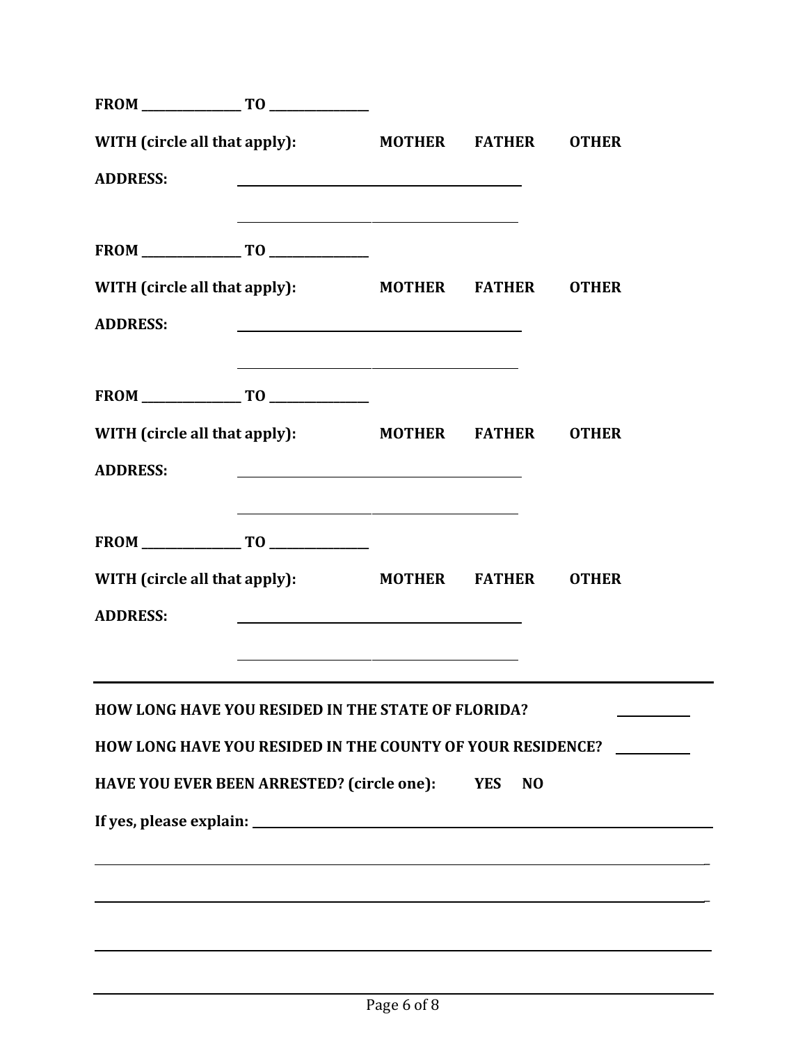**FROM \_\_\_\_\_\_\_\_\_\_\_\_\_\_\_\_ TO \_\_\_\_\_\_\_\_\_\_\_\_\_\_\_\_**

**WITH (circle all that apply): MOTHER FATHER OTHER**

**ADDRESS:** \_\_\_\_\_\_\_\_\_\_\_\_\_\_\_\_\_\_\_\_\_\_\_\_\_\_\_\_\_\_\_\_\_\_\_\_\_\_\_\_

\_\_\_\_\_\_\_\_\_\_\_\_\_\_\_\_\_\_\_\_\_\_\_\_\_\_\_\_\_\_\_\_\_\_\_\_\_\_\_\_

**FROM \_\_\_\_\_\_\_\_\_\_\_\_\_\_\_\_ TO \_\_\_\_\_\_\_\_\_\_\_\_\_\_\_\_**

**WITH (circle all that apply): MOTHER FATHER OTHER**

**ADDRESS:** \_\_\_\_\_\_\_\_\_\_\_\_\_\_\_\_\_\_\_\_\_\_\_\_\_\_\_\_\_\_\_\_\_\_\_\_\_\_\_\_

\_\_\_\_\_\_\_\_\_\_\_\_\_\_\_\_\_\_\_\_\_\_\_\_\_\_\_\_\_\_\_\_\_\_\_\_\_\_\_\_

**FROM \_\_\_\_\_\_\_\_\_\_\_\_\_\_\_\_ TO \_\_\_\_\_\_\_\_\_\_\_\_\_\_\_\_**

**WITH (circle all that apply): MOTHER FATHER OTHER**

**ADDRESS:** \_\_\_\_\_\_\_\_\_\_\_\_\_\_\_\_\_\_\_\_\_\_\_\_\_\_\_\_\_\_\_\_\_\_\_\_\_\_\_\_

\_\_\_\_\_\_\_\_\_\_\_\_\_\_\_\_\_\_\_\_\_\_\_\_\_\_\_\_\_\_\_\_\_\_\_\_\_\_\_\_

**FROM \_\_\_\_\_\_\_\_\_\_\_\_\_\_\_\_ TO \_\_\_\_\_\_\_\_\_\_\_\_\_\_\_\_**

**WITH (circle all that apply): MOTHER FATHER OTHER**

**ADDRESS:** \_\_\_\_\_\_\_\_\_\_\_\_\_\_\_\_\_\_\_\_\_\_\_\_\_\_\_\_\_\_\_\_\_\_\_\_\_\_\_\_

\_\_\_\_\_\_\_\_\_\_\_\_\_\_\_\_\_\_\_\_\_\_\_\_\_\_\_\_\_\_\_\_\_\_\_\_\_\_\_\_

---

**HOW LONG HAVE YOU RESIDED IN THE STATE OF FLORIDA?** \_\_\_\_\_\_\_\_\_\_

**HOW LONG HAVE YOU RESIDED IN THE COUNTY OF YOUR RESIDENCE?** \_\_\_\_\_\_\_\_\_\_

**HAVE YOU EVER BEEN ARRESTED? (circle one): YES NO**

**If yes, please explain:** \_\_\_\_\_\_\_\_\_\_\_\_\_\_\_\_\_\_\_\_\_\_\_\_\_\_\_\_\_\_\_\_\_\_\_\_\_\_\_\_\_\_\_\_\_\_\_\_\_\_\_\_\_\_\_\_\_\_\_\_

\_\_\_\_\_\_\_\_\_\_\_\_\_\_\_\_\_\_\_\_\_\_\_\_\_\_\_\_\_\_\_\_\_\_\_\_\_\_\_\_\_\_\_\_\_\_\_\_\_\_\_\_\_\_\_\_\_\_\_\_\_\_\_\_\_\_\_\_\_\_\_\_\_\_\_\_\_\_

\_\_\_\_\_\_\_\_\_\_\_\_\_\_\_\_\_\_\_\_\_\_\_\_\_\_\_\_\_\_\_\_\_\_\_\_\_\_\_\_\_\_\_\_\_\_\_\_\_\_\_\_\_\_\_\_\_\_\_\_\_\_\_\_\_\_\_\_\_\_\_\_\_\_\_\_\_\_

\_\_\_\_\_\_\_\_\_\_\_\_\_\_\_\_\_\_\_\_\_\_\_\_\_\_\_\_\_\_\_\_\_\_\_\_\_\_\_\_\_\_\_\_\_\_\_\_\_\_\_\_\_\_\_\_\_\_\_\_\_\_\_\_\_\_\_\_\_\_\_\_\_\_\_\_\_\_

\_\_\_\_\_\_\_\_\_\_\_\_\_\_\_\_\_\_\_\_\_\_\_\_\_\_\_\_\_\_\_\_\_\_\_\_\_\_\_\_\_\_\_\_\_\_\_\_\_\_\_\_\_\_\_\_\_\_\_\_\_\_\_\_\_\_\_\_\_\_\_\_\_\_\_\_\_\_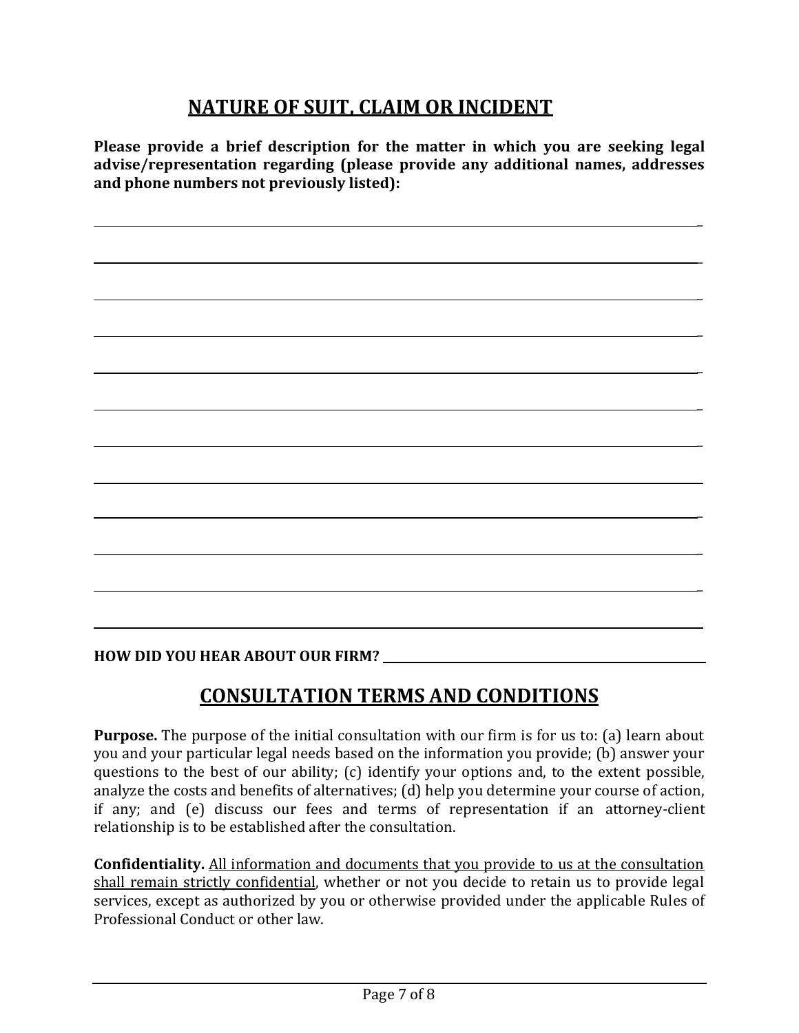## NATURE OF SUIT, CLAIM OR INCIDENT

**Please provide a brief description for the matter in which you are seeking legal advise/representation regarding (please provide any additional names, addresses and phone numbers not previously listed):**

\_\_\_\_\_\_\_\_\_\_\_\_\_\_\_\_\_\_\_\_\_\_\_\_\_\_\_\_\_\_\_\_\_\_\_\_\_\_\_\_\_\_\_\_\_\_\_\_\_\_\_\_\_\_\_\_\_\_\_\_

\_\_\_\_\_\_\_\_\_\_\_\_\_\_\_\_\_\_\_\_\_\_\_\_\_\_\_\_\_\_\_\_\_\_\_\_\_\_\_\_\_\_\_\_\_\_\_\_\_\_\_\_\_\_\_\_\_\_\_\_

\_\_\_\_\_\_\_\_\_\_\_\_\_\_\_\_\_\_\_\_\_\_\_\_\_\_\_\_\_\_\_\_\_\_\_\_\_\_\_\_\_\_\_\_\_\_\_\_\_\_\_\_\_\_\_\_\_\_\_\_

\_\_\_\_\_\_\_\_\_\_\_\_\_\_\_\_\_\_\_\_\_\_\_\_\_\_\_\_\_\_\_\_\_\_\_\_\_\_\_\_\_\_\_\_\_\_\_\_\_\_\_\_\_\_\_\_\_\_\_\_

\_\_\_\_\_\_\_\_\_\_\_\_\_\_\_\_\_\_\_\_\_\_\_\_\_\_\_\_\_\_\_\_\_\_\_\_\_\_\_\_\_\_\_\_\_\_\_\_\_\_\_\_\_\_\_\_\_\_\_\_

\_\_\_\_\_\_\_\_\_\_\_\_\_\_\_\_\_\_\_\_\_\_\_\_\_\_\_\_\_\_\_\_\_\_\_\_\_\_\_\_\_\_\_\_\_\_\_\_\_\_\_\_\_\_\_\_\_\_\_\_

\_\_\_\_\_\_\_\_\_\_\_\_\_\_\_\_\_\_\_\_\_\_\_\_\_\_\_\_\_\_\_\_\_\_\_\_\_\_\_\_\_\_\_\_\_\_\_\_\_\_\_\_\_\_\_\_\_\_\_\_

\_\_\_\_\_\_\_\_\_\_\_\_\_\_\_\_\_\_\_\_\_\_\_\_\_\_\_\_\_\_\_\_\_\_\_\_\_\_\_\_\_\_\_\_\_\_\_\_\_\_\_\_\_\_\_\_\_\_\_\_

\_\_\_\_\_\_\_\_\_\_\_\_\_\_\_\_\_\_\_\_\_\_\_\_\_\_\_\_\_\_\_\_\_\_\_\_\_\_\_\_\_\_\_\_\_\_\_\_\_\_\_\_\_\_\_\_\_\_\_\_

\_\_\_\_\_\_\_\_\_\_\_\_\_\_\_\_\_\_\_\_\_\_\_\_\_\_\_\_\_\_\_\_\_\_\_\_\_\_\_\_\_\_\_\_\_\_\_\_\_\_\_\_\_\_\_\_\_\_\_\_

\_\_\_\_\_\_\_\_\_\_\_\_\_\_\_\_\_\_\_\_\_\_\_\_\_\_\_\_\_\_\_\_\_\_\_\_\_\_\_\_\_\_\_\_\_\_\_\_\_\_\_\_\_\_\_\_\_\_\_\_

\_\_\_\_\_\_\_\_\_\_\_\_\_\_\_\_\_\_\_\_\_\_\_\_\_\_\_\_\_\_\_\_\_\_\_\_\_\_\_\_\_\_\_\_\_\_\_\_\_\_\_\_\_\_\_\_\_\_\_\_

**HOW DID YOU HEAR ABOUT OUR FIRM?** \_\_\_\_\_\_\_\_\_\_\_\_\_\_\_\_\_\_\_\_\_\_\_\_\_\_\_\_\_\_\_\_\_\_

## CONSULTATION TERMS AND CONDITIONS

**Purpose.** The purpose of the initial consultation with our firm is for us to: (a) learn about you and your particular legal needs based on the information you provide; (b) answer your questions to the best of our ability; (c) identify your options and, to the extent possible, analyze the costs and benefits of alternatives; (d) help you determine your course of action, if any; and (e) discuss our fees and terms of representation if an attorney-client relationship is to be established after the consultation.

**Confidentiality.** <u>All information and documents that you provide to us at the consultation shall remain strictly confidential</u>, whether or not you decide to retain us to provide legal services, except as authorized by you or otherwise provided under the applicable Rules of Professional Conduct or other law.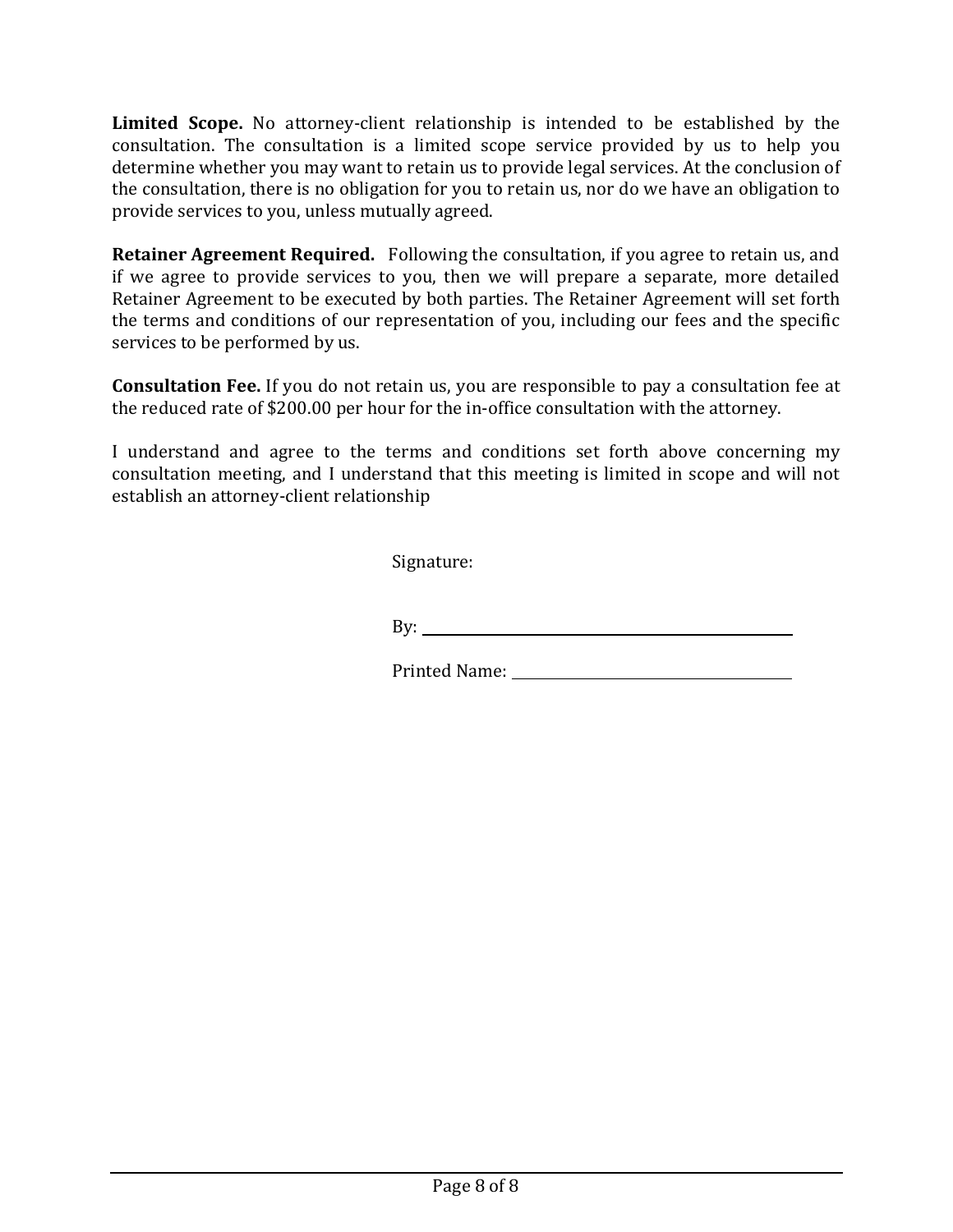**Limited Scope.** No attorney-client relationship is intended to be established by the consultation. The consultation is a limited scope service provided by us to help you determine whether you may want to retain us to provide legal services. At the conclusion of the consultation, there is no obligation for you to retain us, nor do we have an obligation to provide services to you, unless mutually agreed.

**Retainer Agreement Required.** Following the consultation, if you agree to retain us, and if we agree to provide services to you, then we will prepare a separate, more detailed Retainer Agreement to be executed by both parties. The Retainer Agreement will set forth the terms and conditions of our representation of you, including our fees and the specific services to be performed by us.

**Consultation Fee.** If you do not retain us, you are responsible to pay a consultation fee at the reduced rate of $200.00 per hour for the in-office consultation with the attorney.

I understand and agree to the terms and conditions set forth above concerning my consultation meeting, and I understand that this meeting is limited in scope and will not establish an attorney-client relationship

Signature:

By: ______________________________

Printed Name: ______________________